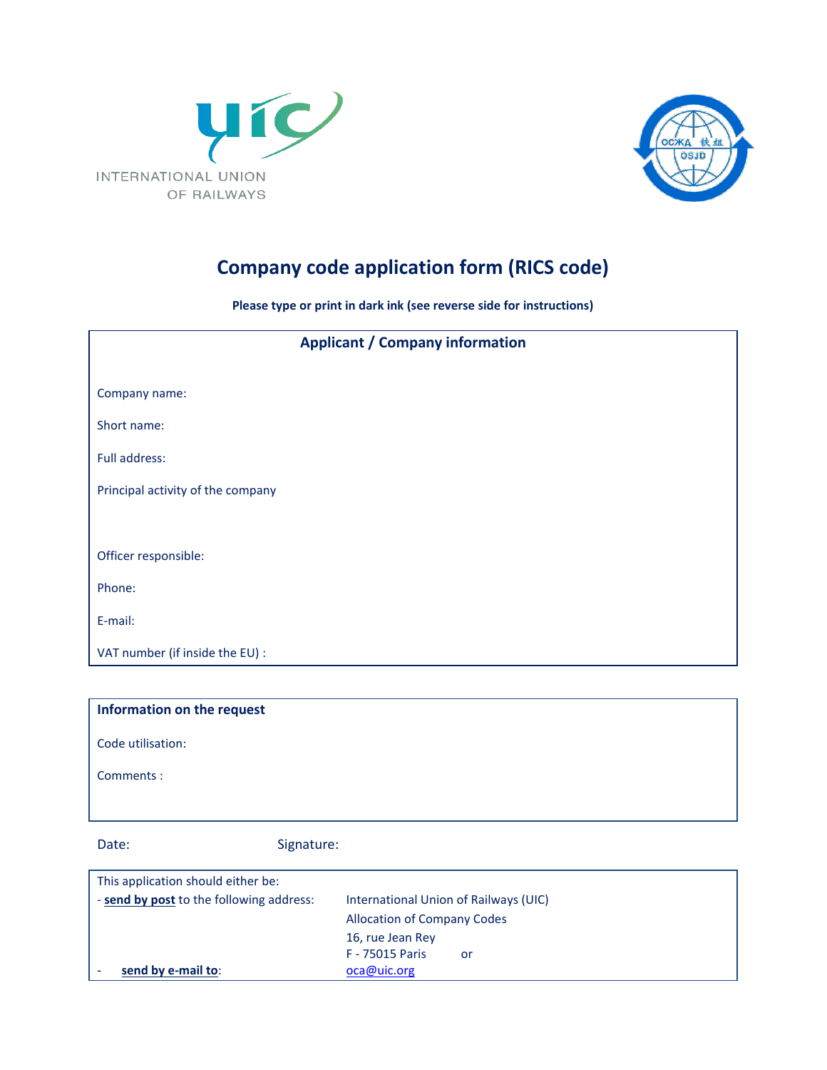INTERNATIONAL UNION OF RAILWAYS

# Company code application form (RICS code)

**Please type or print in dark ink (see reverse side for instructions)**

## Applicant / Company information

Company name:

Short name:

Full address:

Principal activity of the company

Officer responsible:

Phone:

E-mail:

VAT number (if inside the EU) :

**Information on the request**

Code utilisation:

Comments :

Date: Signature:

This application should either be:

- **send by post** to the following address: International Union of Railways (UIC)
  Allocation of Company Codes
  16, rue Jean Rey
  F - 75015 Paris or
- **send by e-mail to**: oca@uic.org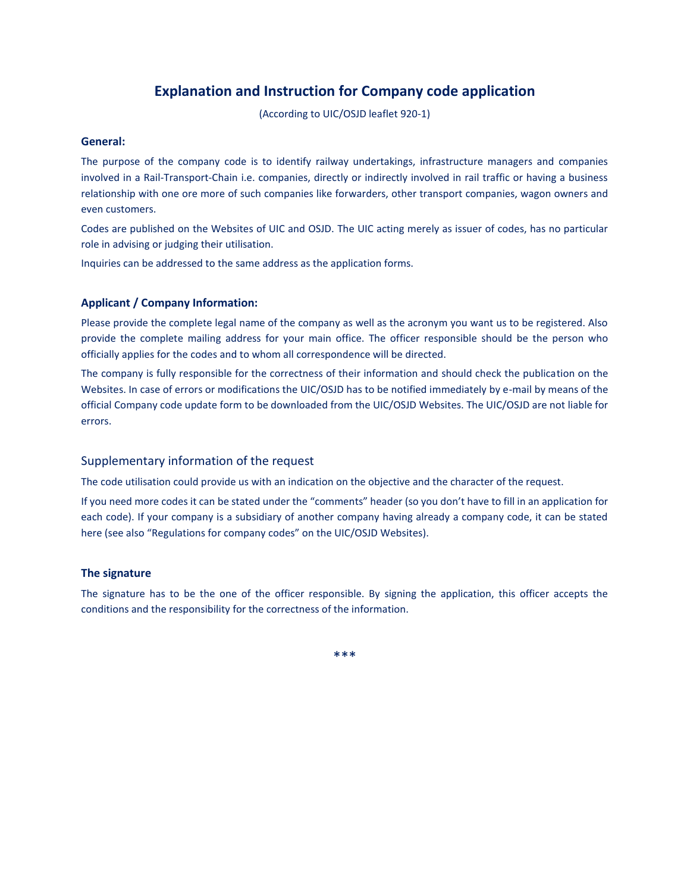# Explanation and Instruction for Company code application

(According to UIC/OSJD leaflet 920-1)

### General:

The purpose of the company code is to identify railway undertakings, infrastructure managers and companies involved in a Rail-Transport-Chain i.e. companies, directly or indirectly involved in rail traffic or having a business relationship with one ore more of such companies like forwarders, other transport companies, wagon owners and even customers.

Codes are published on the Websites of UIC and OSJD. The UIC acting merely as issuer of codes, has no particular role in advising or judging their utilisation.

Inquiries can be addressed to the same address as the application forms.

### Applicant / Company Information:

Please provide the complete legal name of the company as well as the acronym you want us to be registered. Also provide the complete mailing address for your main office. The officer responsible should be the person who officially applies for the codes and to whom all correspondence will be directed.

The company is fully responsible for the correctness of their information and should check the publication on the Websites. In case of errors or modifications the UIC/OSJD has to be notified immediately by e-mail by means of the official Company code update form to be downloaded from the UIC/OSJD Websites. The UIC/OSJD are not liable for errors.

### Supplementary information of the request

The code utilisation could provide us with an indication on the objective and the character of the request.

If you need more codes it can be stated under the “comments” header (so you don’t have to fill in an application for each code). If your company is a subsidiary of another company having already a company code, it can be stated here (see also “Regulations for company codes” on the UIC/OSJD Websites).

### The signature

The signature has to be the one of the officer responsible. By signing the application, this officer accepts the conditions and the responsibility for the correctness of the information.

***